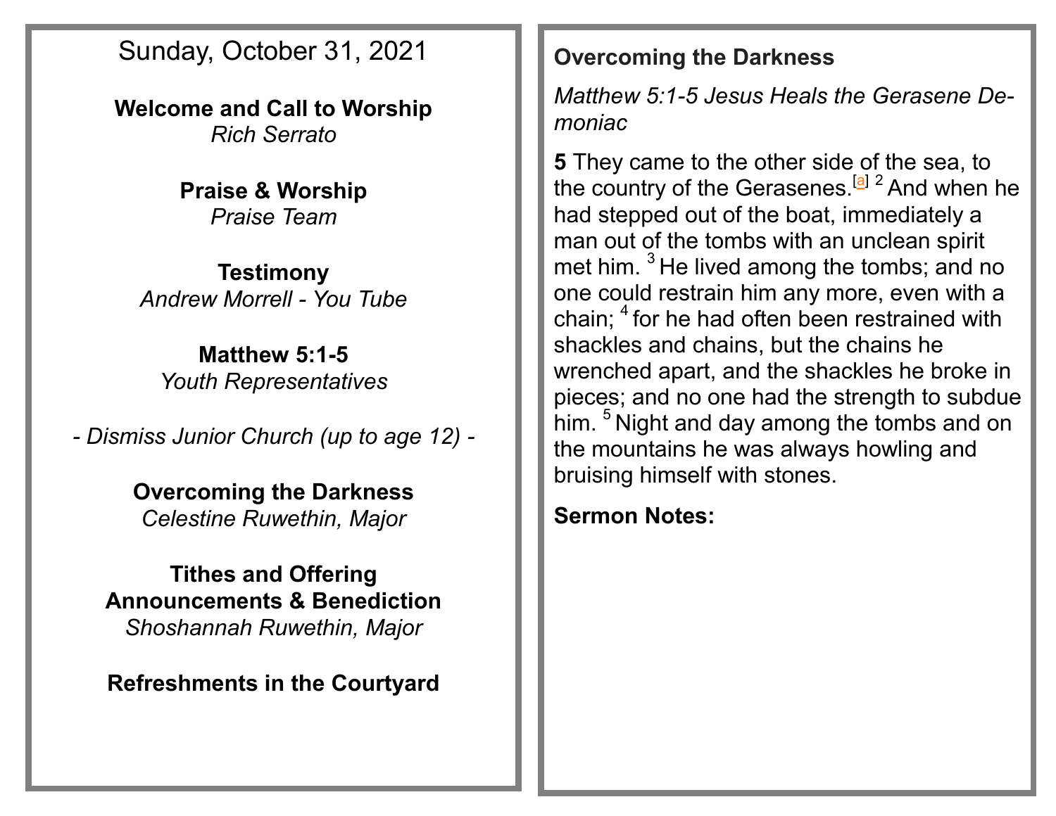Sunday, October 31, 2021

**Welcome and Call to Worship**
*Rich Serrato*

**Praise & Worship**
*Praise Team*

**Testimony**
*Andrew Morrell - You Tube*

**Matthew 5:1-5**
*Youth Representatives*

*- Dismiss Junior Church (up to age 12) -*

**Overcoming the Darkness**
*Celestine Ruwethin, Major*

**Tithes and Offering**
**Announcements & Benediction**
*Shoshannah Ruwethin, Major*

**Refreshments in the Courtyard**

**Overcoming the Darkness**

*Matthew 5:1-5 Jesus Heals the Gerasene Demoniac*

**5** They came to the other side of the sea, to the country of the Gerasenes.[a] 2 And when he had stepped out of the boat, immediately a man out of the tombs with an unclean spirit met him. 3 He lived among the tombs; and no one could restrain him any more, even with a chain; 4 for he had often been restrained with shackles and chains, but the chains he wrenched apart, and the shackles he broke in pieces; and no one had the strength to subdue him. 5 Night and day among the tombs and on the mountains he was always howling and bruising himself with stones.

**Sermon Notes:**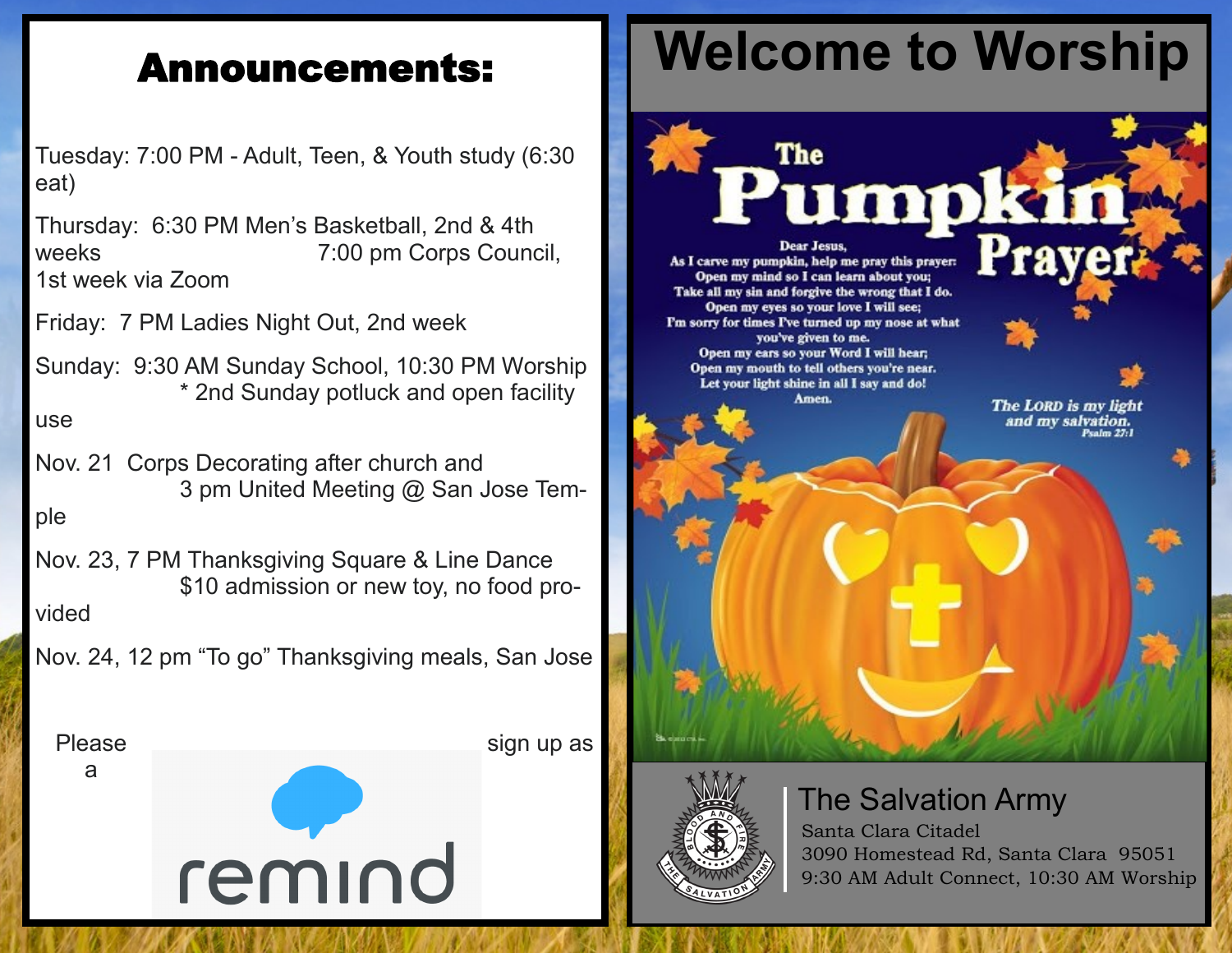# Announcements:

Tuesday: 7:00 PM - Adult, Teen, & Youth study (6:30 eat)

Thursday: 6:30 PM Men's Basketball, 2nd & 4th weeks 7:00 pm Corps Council, 1st week via Zoom

Friday: 7 PM Ladies Night Out, 2nd week

Sunday: 9:30 AM Sunday School, 10:30 PM Worship
* 2nd Sunday potluck and open facility use

Nov. 21 Corps Decorating after church and
3 pm United Meeting @ San Jose Temple

Nov. 23, 7 PM Thanksgiving Square & Line Dance
$10 admission or new toy, no food provided

Nov. 24, 12 pm "To go" Thanksgiving meals, San Jose

Please sign up as a

remind

# Welcome to Worship

## The Pumpkin Prayer

Dear Jesus,
As I carve my pumpkin, help me pray this prayer:
Open my mind so I can learn about you;
Take all my sin and forgive the wrong that I do.
Open my eyes so your love I will see;
I'm sorry for times I've turned up my nose at what you've given to me.
Open my ears so your Word I will hear;
Open my mouth to tell others you're near.
Let your light shine in all I say and do!
Amen.

*The LORD is my light and my salvation.*
*Psalm 27:1*

## The Salvation Army

Santa Clara Citadel
3090 Homestead Rd, Santa Clara 95051
9:30 AM Adult Connect, 10:30 AM Worship